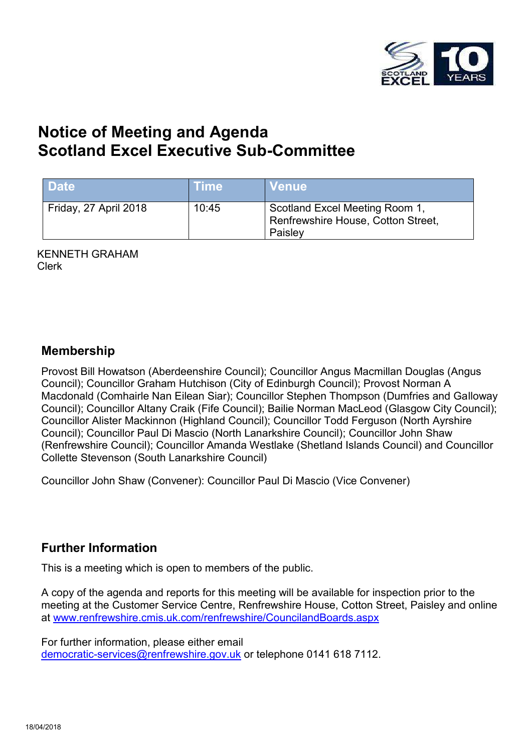# Notice of Meeting and Agenda
# Scotland Excel Executive Sub-Committee

| Date | Time | Venue |
| --- | --- | --- |
| Friday, 27 April 2018 | 10:45 | Scotland Excel Meeting Room 1, Renfrewshire House, Cotton Street, Paisley |

KENNETH GRAHAM
Clerk

## Membership

Provost Bill Howatson (Aberdeenshire Council); Councillor Angus Macmillan Douglas (Angus Council); Councillor Graham Hutchison (City of Edinburgh Council); Provost Norman A Macdonald (Comhairle Nan Eilean Siar); Councillor Stephen Thompson (Dumfries and Galloway Council); Councillor Altany Craik (Fife Council); Bailie Norman MacLeod (Glasgow City Council); Councillor Alister Mackinnon (Highland Council); Councillor Todd Ferguson (North Ayrshire Council); Councillor Paul Di Mascio (North Lanarkshire Council); Councillor John Shaw (Renfrewshire Council); Councillor Amanda Westlake (Shetland Islands Council) and Councillor Collette Stevenson (South Lanarkshire Council)

Councillor John Shaw (Convener): Councillor Paul Di Mascio (Vice Convener)

## Further Information

This is a meeting which is open to members of the public.

A copy of the agenda and reports for this meeting will be available for inspection prior to the meeting at the Customer Service Centre, Renfrewshire House, Cotton Street, Paisley and online at www.renfrewshire.cmis.uk.com/renfrewshire/CouncilandBoards.aspx

For further information, please either email democratic-services@renfrewshire.gov.uk or telephone 0141 618 7112.

18/04/2018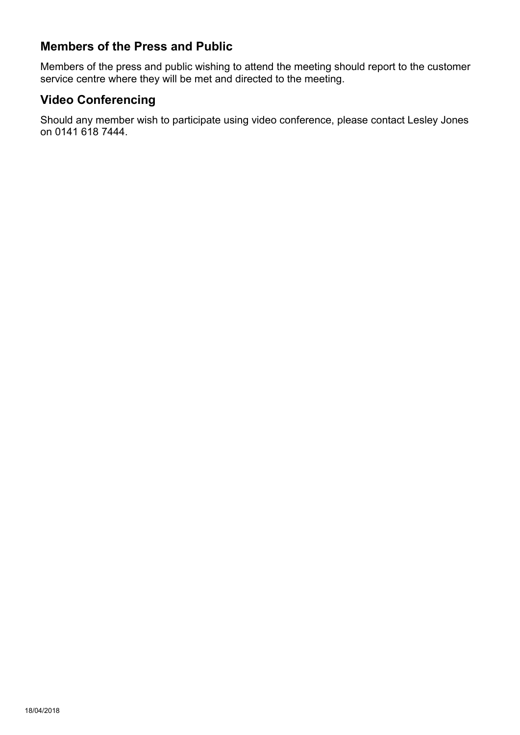## Members of the Press and Public

Members of the press and public wishing to attend the meeting should report to the customer service centre where they will be met and directed to the meeting.

## Video Conferencing

Should any member wish to participate using video conference, please contact Lesley Jones on 0141 618 7444.

18/04/2018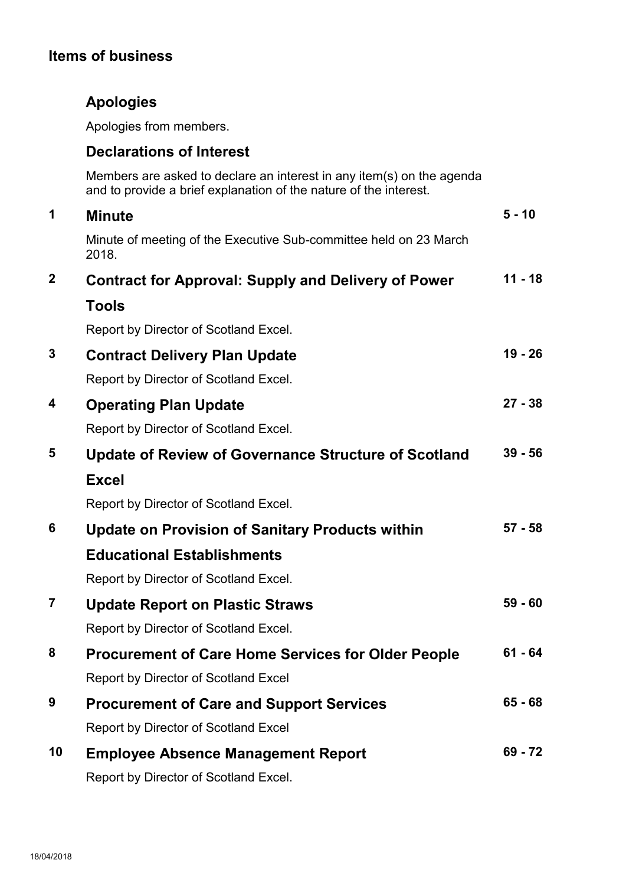## Items of business

### Apologies

Apologies from members.

### Declarations of Interest

Members are asked to declare an interest in any item(s) on the agenda and to provide a brief explanation of the nature of the interest.

| | | |
|---|---|---|
| 1 | **Minute**<br>Minute of meeting of the Executive Sub-committee held on 23 March 2018. | 5 - 10 |
| 2 | **Contract for Approval: Supply and Delivery of Power Tools**<br>Report by Director of Scotland Excel. | 11 - 18 |
| 3 | **Contract Delivery Plan Update**<br>Report by Director of Scotland Excel. | 19 - 26 |
| 4 | **Operating Plan Update**<br>Report by Director of Scotland Excel. | 27 - 38 |
| 5 | **Update of Review of Governance Structure of Scotland Excel**<br>Report by Director of Scotland Excel. | 39 - 56 |
| 6 | **Update on Provision of Sanitary Products within Educational Establishments**<br>Report by Director of Scotland Excel. | 57 - 58 |
| 7 | **Update Report on Plastic Straws**<br>Report by Director of Scotland Excel. | 59 - 60 |
| 8 | **Procurement of Care Home Services for Older People**<br>Report by Director of Scotland Excel | 61 - 64 |
| 9 | **Procurement of Care and Support Services**<br>Report by Director of Scotland Excel | 65 - 68 |
| 10 | **Employee Absence Management Report**<br>Report by Director of Scotland Excel. | 69 - 72 |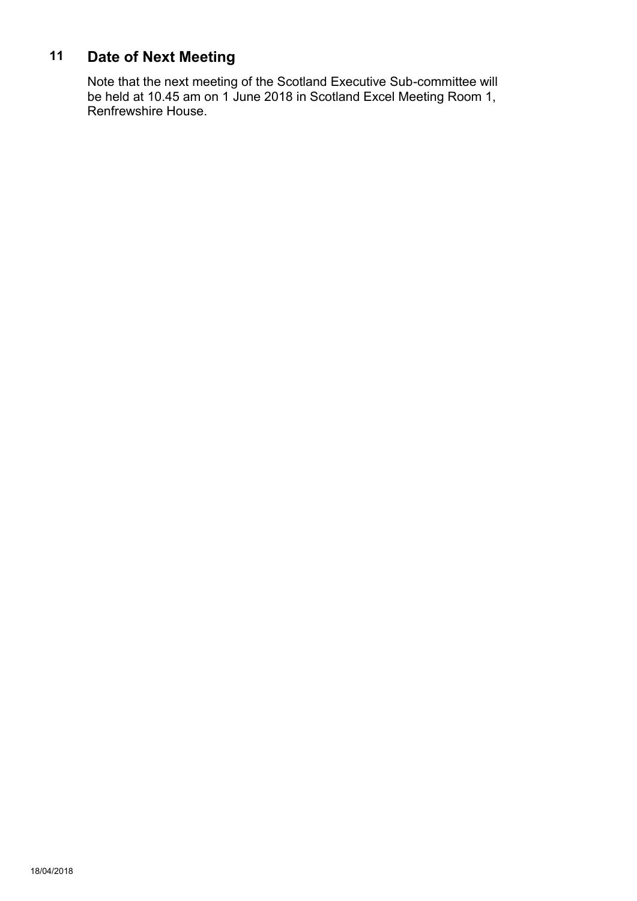## 11 Date of Next Meeting

Note that the next meeting of the Scotland Executive Sub-committee will be held at 10.45 am on 1 June 2018 in Scotland Excel Meeting Room 1, Renfrewshire House.